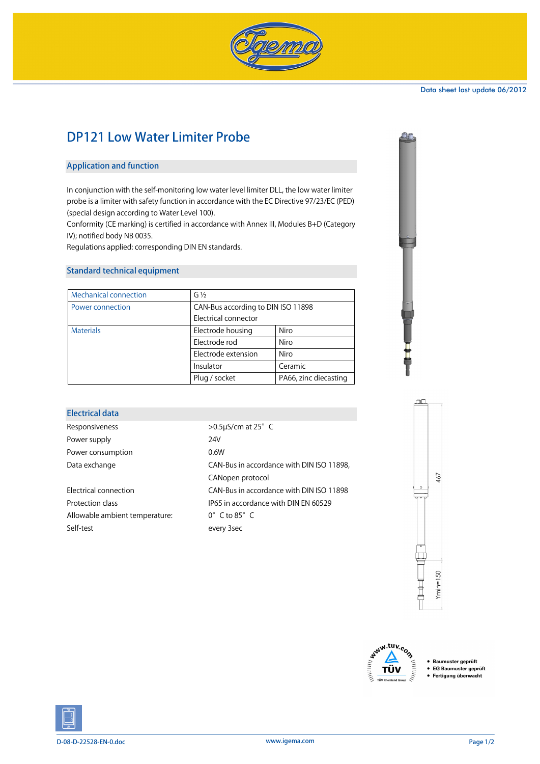Data sheet last update 06/2012

# DP121 Low Water Limiter Probe

## Application and function

In conjunction with the self-monitoring low water level limiter DLL, the low water limiter probe is a limiter with safety function in accordance with the EC Directive 97/23/EC (PED) (special design according to Water Level 100).
Conformity (CE marking) is certified in accordance with Annex III, Modules B+D (Category IV); notified body NB 0035.
Regulations applied: corresponding DIN EN standards.

## Standard technical equipment

| Mechanical connection | G ½ | |
|---|---|---|
| Power connection | CAN-Bus according to DIN ISO 11898<br>Electrical connector | |
| Materials | Electrode housing | Niro |
| | Electrode rod | Niro |
| | Electrode extension | Niro |
| | Insulator | Ceramic |
| | Plug / socket | PA66, zinc diecasting |

## Electrical data

| | |
|---|---|
| Responsiveness | >0.5µS/cm at 25° C |
| Power supply | 24V |
| Power consumption | 0.6W |
| Data exchange | CAN-Bus in accordance with DIN ISO 11898, CANopen protocol |
| Electrical connection | CAN-Bus in accordance with DIN ISO 11898 |
| Protection class | IP65 in accordance with DIN EN 60529 |
| Allowable ambient temperature: | 0° C to 85° C |
| Self-test | every 3sec |

467

Ymin=150

- Baumuster geprüft
- EG Baumuster geprüft
- Fertigung überwacht

D-08-D-22528-EN-0.doc www.igema.com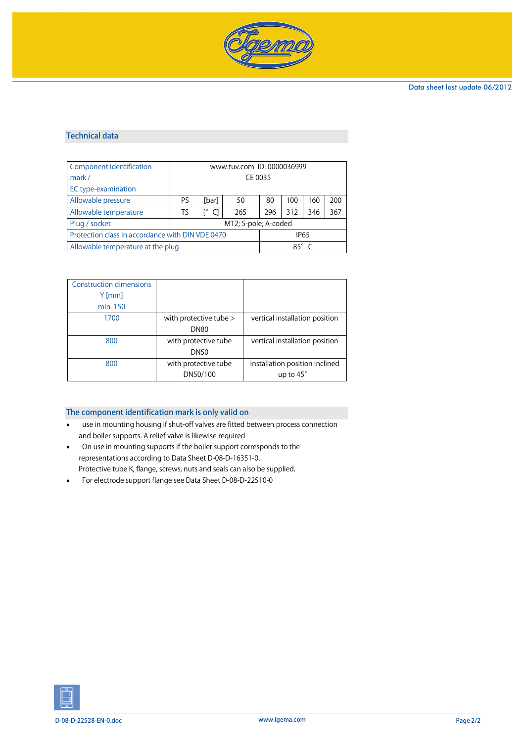Data sheet last update 06/2012

## Technical data

| | | | | | | | |
|---|---|---|---|---|---|---|---|
| Component identification mark / EC type-examination | www.tuv.com ID: 0000036999 CE 0035 | | | | | | |
| Allowable pressure | PS | [bar] | 50 | 80 | 100 | 160 | 200 |
| Allowable temperature | TS | [° C] | 265 | 296 | 312 | 346 | 367 |
| Plug / socket | M12; 5-pole; A-coded | | | | | | |
| Protection class in accordance with DIN VDE 0470 | | | IP65 | | | | |
| Allowable temperature at the plug | | | 85° C | | | | |

| Construction dimensions Y [mm] min. 150 | | |
|---|---|---|
| 1700 | with protective tube > DN80 | vertical installation position |
| 800 | with protective tube DN50 | vertical installation position |
| 800 | with protective tube DN50/100 | installation position inclined up to 45° |

## The component identification mark is only valid on

- use in mounting housing if shut-off valves are fitted between process connection and boiler supports. A relief valve is likewise required
- On use in mounting supports if the boiler support corresponds to the representations according to Data Sheet D-08-D-16351-0.
  Protective tube K, flange, screws, nuts and seals can also be supplied.
- For electrode support flange see Data Sheet D-08-D-22510-0